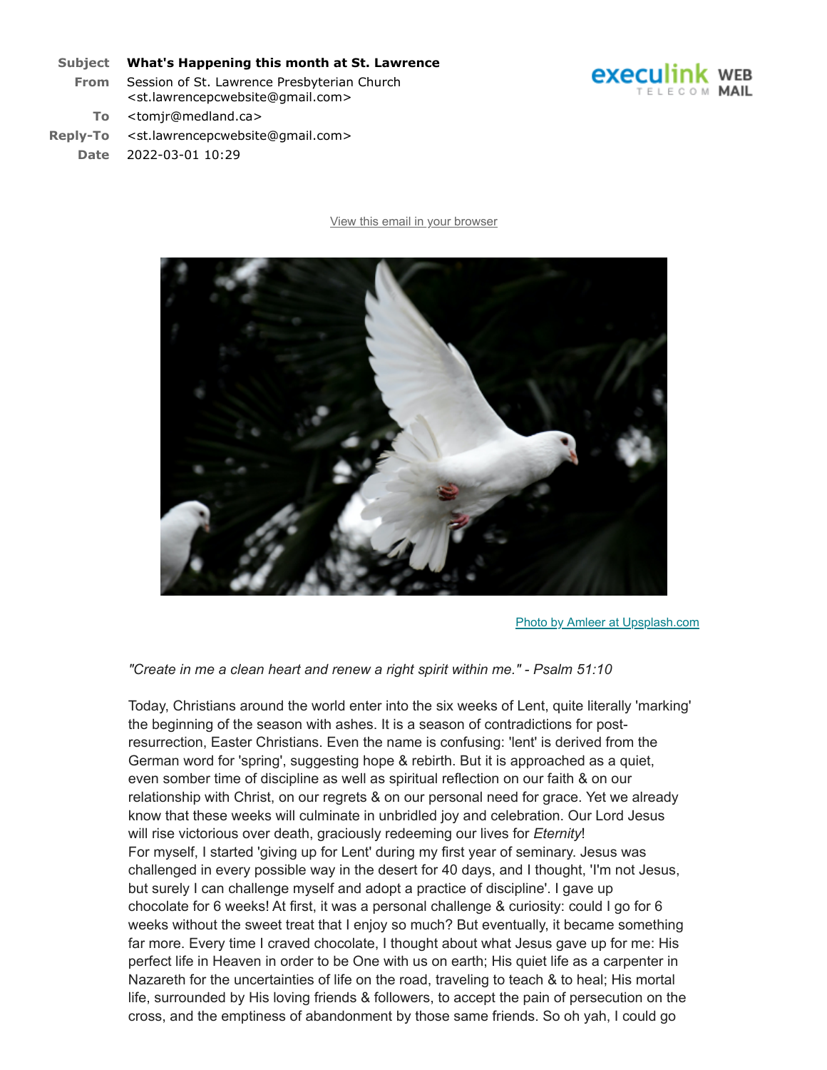| | |
|---|---|
| **Subject** | **What's Happening this month at St. Lawrence** |
| **From** | Session of St. Lawrence Presbyterian Church <st.lawrencepcwebsite@gmail.com> |
| **To** | <tomjr@medland.ca> |
| **Reply-To** | <st.lawrencepcwebsite@gmail.com> |
| **Date** | 2022-03-01 10:29 |

View this email in your browser

Photo by Amleer at Upsplash.com

*"Create in me a clean heart and renew a right spirit within me." - Psalm 51:10*

Today, Christians around the world enter into the six weeks of Lent, quite literally 'marking' the beginning of the season with ashes. It is a season of contradictions for post-resurrection, Easter Christians. Even the name is confusing: 'lent' is derived from the German word for 'spring', suggesting hope & rebirth. But it is approached as a quiet, even somber time of discipline as well as spiritual reflection on our faith & on our relationship with Christ, on our regrets & on our personal need for grace. Yet we already know that these weeks will culminate in unbridled joy and celebration. Our Lord Jesus will rise victorious over death, graciously redeeming our lives for *Eternity*!

For myself, I started 'giving up for Lent' during my first year of seminary. Jesus was challenged in every possible way in the desert for 40 days, and I thought, 'I'm not Jesus, but surely I can challenge myself and adopt a practice of discipline'. I gave up chocolate for 6 weeks! At first, it was a personal challenge & curiosity: could I go for 6 weeks without the sweet treat that I enjoy so much? But eventually, it became something far more. Every time I craved chocolate, I thought about what Jesus gave up for me: His perfect life in Heaven in order to be One with us on earth; His quiet life as a carpenter in Nazareth for the uncertainties of life on the road, traveling to teach & to heal; His mortal life, surrounded by His loving friends & followers, to accept the pain of persecution on the cross, and the emptiness of abandonment by those same friends. So oh yah, I could go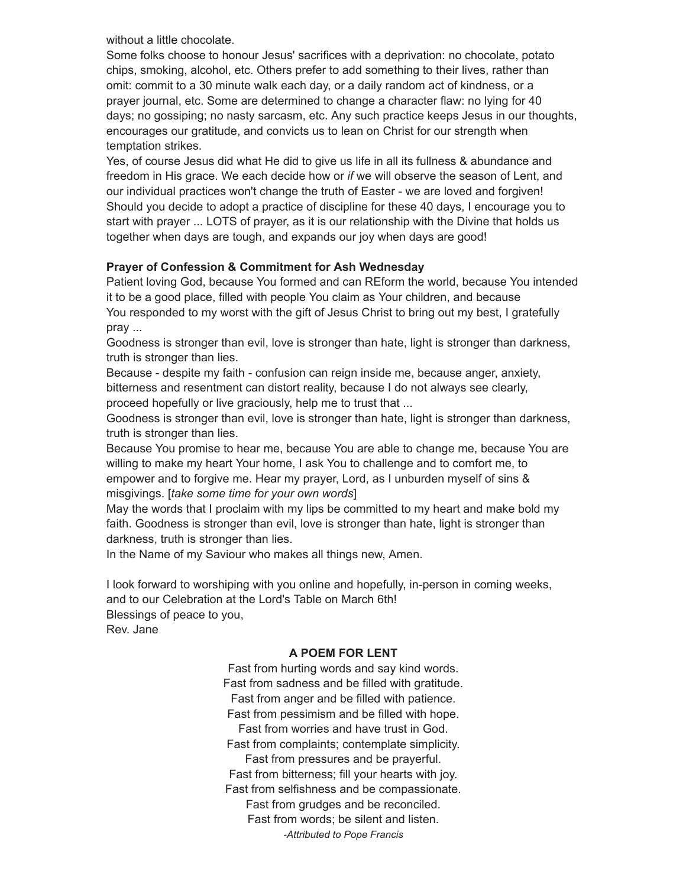without a little chocolate.

Some folks choose to honour Jesus' sacrifices with a deprivation: no chocolate, potato chips, smoking, alcohol, etc. Others prefer to add something to their lives, rather than omit: commit to a 30 minute walk each day, or a daily random act of kindness, or a prayer journal, etc. Some are determined to change a character flaw: no lying for 40 days; no gossiping; no nasty sarcasm, etc. Any such practice keeps Jesus in our thoughts, encourages our gratitude, and convicts us to lean on Christ for our strength when temptation strikes.

Yes, of course Jesus did what He did to give us life in all its fullness & abundance and freedom in His grace. We each decide how or *if* we will observe the season of Lent, and our individual practices won't change the truth of Easter - we are loved and forgiven! Should you decide to adopt a practice of discipline for these 40 days, I encourage you to start with prayer ... LOTS of prayer, as it is our relationship with the Divine that holds us together when days are tough, and expands our joy when days are good!

**Prayer of Confession & Commitment for Ash Wednesday**

Patient loving God, because You formed and can REform the world, because You intended it to be a good place, filled with people You claim as Your children, and because You responded to my worst with the gift of Jesus Christ to bring out my best, I gratefully pray ...

Goodness is stronger than evil, love is stronger than hate, light is stronger than darkness, truth is stronger than lies.

Because - despite my faith - confusion can reign inside me, because anger, anxiety, bitterness and resentment can distort reality, because I do not always see clearly, proceed hopefully or live graciously, help me to trust that ...

Goodness is stronger than evil, love is stronger than hate, light is stronger than darkness, truth is stronger than lies.

Because You promise to hear me, because You are able to change me, because You are willing to make my heart Your home, I ask You to challenge and to comfort me, to empower and to forgive me. Hear my prayer, Lord, as I unburden myself of sins & misgivings. [*take some time for your own words*]

May the words that I proclaim with my lips be committed to my heart and make bold my faith. Goodness is stronger than evil, love is stronger than hate, light is stronger than darkness, truth is stronger than lies.

In the Name of my Saviour who makes all things new, Amen.

I look forward to worshiping with you online and hopefully, in-person in coming weeks, and to our Celebration at the Lord's Table on March 6th!

Blessings of peace to you,
Rev. Jane

**A POEM FOR LENT**

Fast from hurting words and say kind words.
Fast from sadness and be filled with gratitude.
Fast from anger and be filled with patience.
Fast from pessimism and be filled with hope.
Fast from worries and have trust in God.
Fast from complaints; contemplate simplicity.
Fast from pressures and be prayerful.
Fast from bitterness; fill your hearts with joy.
Fast from selfishness and be compassionate.
Fast from grudges and be reconciled.
Fast from words; be silent and listen.

*-Attributed to Pope Francis*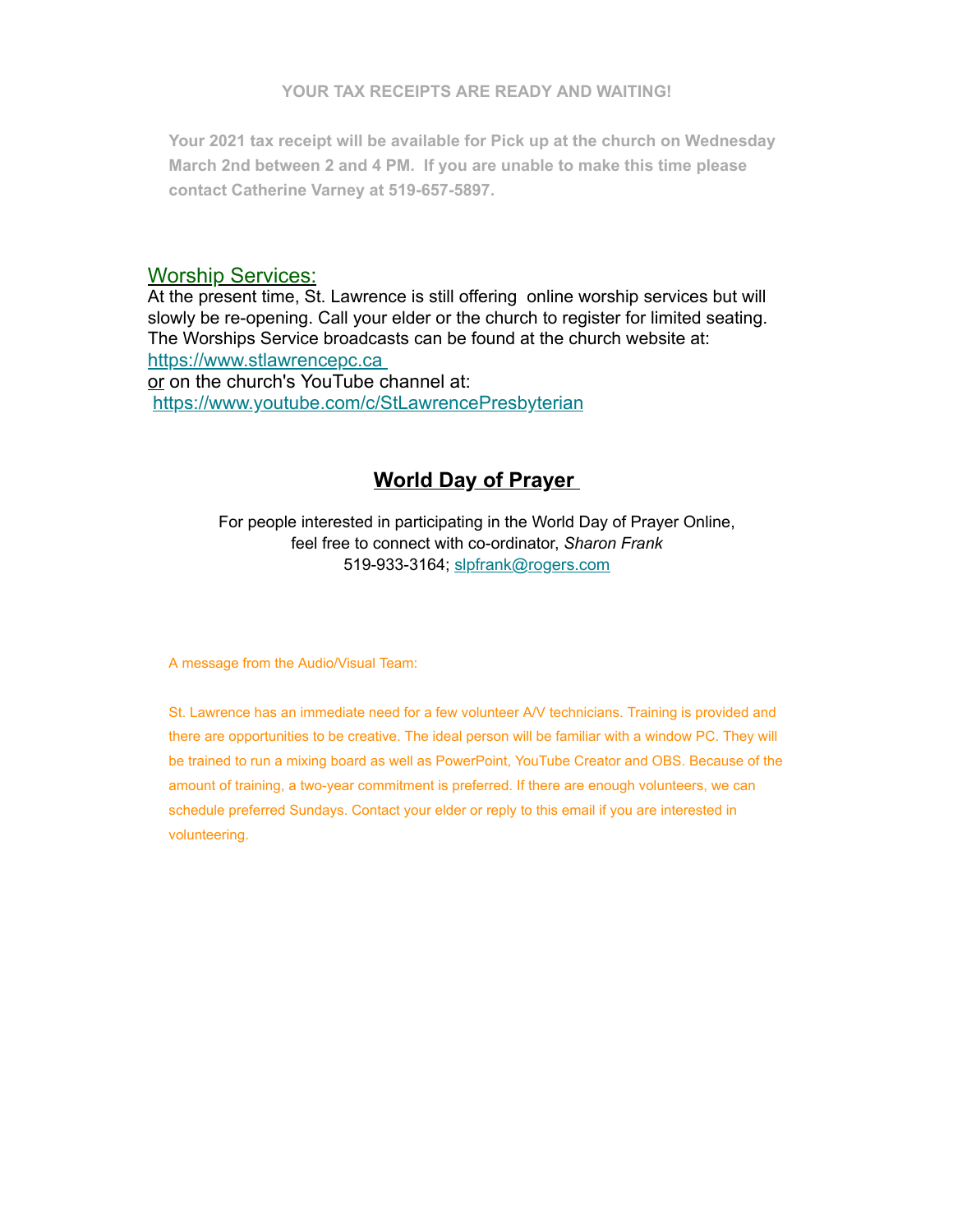**YOUR TAX RECEIPTS ARE READY AND WAITING!**

**Your 2021 tax receipt will be available for Pick up at the church on Wednesday March 2nd between 2 and 4 PM. If you are unable to make this time please contact Catherine Varney at 519-657-5897.**

## Worship Services:

At the present time, St. Lawrence is still offering online worship services but will slowly be re-opening. Call your elder or the church to register for limited seating. The Worships Service broadcasts can be found at the church website at: https://www.stlawrencepc.ca
or on the church's YouTube channel at:
https://www.youtube.com/c/StLawrencePresbyterian

## World Day of Prayer

For people interested in participating in the World Day of Prayer Online, feel free to connect with co-ordinator, *Sharon Frank*
519-933-3164; slpfrank@rogers.com

A message from the Audio/Visual Team:

St. Lawrence has an immediate need for a few volunteer A/V technicians. Training is provided and there are opportunities to be creative. The ideal person will be familiar with a window PC. They will be trained to run a mixing board as well as PowerPoint, YouTube Creator and OBS. Because of the amount of training, a two-year commitment is preferred. If there are enough volunteers, we can schedule preferred Sundays. Contact your elder or reply to this email if you are interested in volunteering.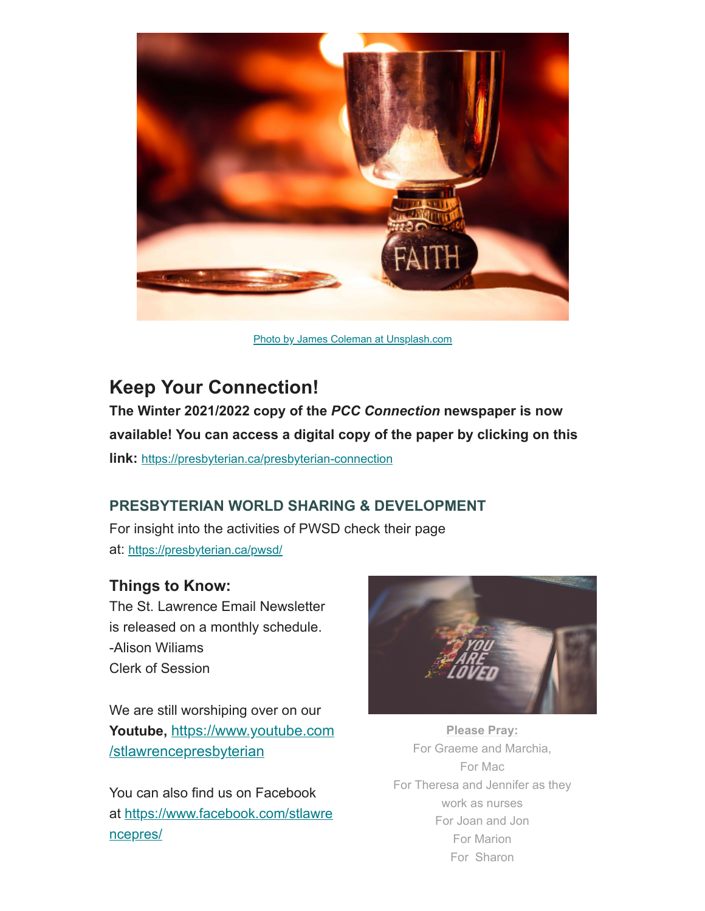Photo by James Coleman at Unsplash.com

## Keep Your Connection!

**The Winter 2021/2022 copy of the *PCC Connection* newspaper is now available! You can access a digital copy of the paper by clicking on this link:** https://presbyterian.ca/presbyterian-connection

### PRESBYTERIAN WORLD SHARING & DEVELOPMENT

For insight into the activities of PWSD check their page at: https://presbyterian.ca/pwsd/

### Things to Know:

The St. Lawrence Email Newsletter is released on a monthly schedule.
-Alison Wiliams
Clerk of Session

We are still worshiping over on our **Youtube,** https://www.youtube.com/stlawrencepresbyterian

You can also find us on Facebook at https://www.facebook.com/stlawrencepres/

**Please Pray:**
For Graeme and Marchia,
For Mac
For Theresa and Jennifer as they work as nurses
For Joan and Jon
For Marion
For Sharon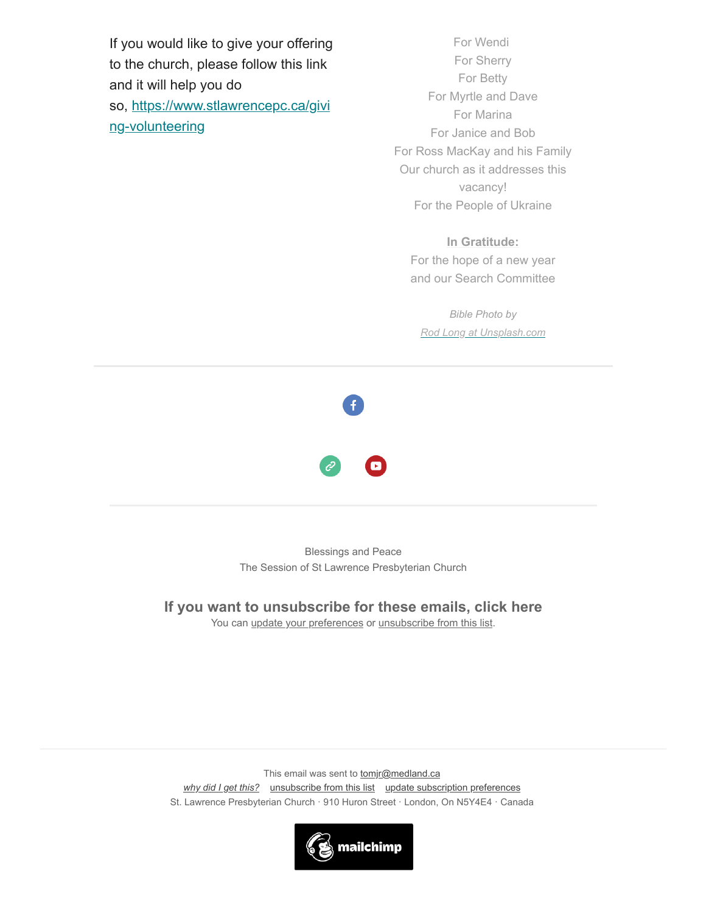If you would like to give your offering to the church, please follow this link and it will help you do so, https://www.stlawrencepc.ca/giving-volunteering

For Wendi
For Sherry
For Betty
For Myrtle and Dave
For Marina
For Janice and Bob
For Ross MacKay and his Family
Our church as it addresses this vacancy!
For the People of Ukraine

**In Gratitude:**
For the hope of a new year and our Search Committee

*Bible Photo by*
*Rod Long at Unsplash.com*

---

---

Blessings and Peace
The Session of St Lawrence Presbyterian Church

**If you want to unsubscribe for these emails, click here**
You can update your preferences or unsubscribe from this list.

---

This email was sent to tomjr@medland.ca
*why did I get this?* unsubscribe from this list update subscription preferences
St. Lawrence Presbyterian Church · 910 Huron Street · London, On N5Y4E4 · Canada

mailchimp